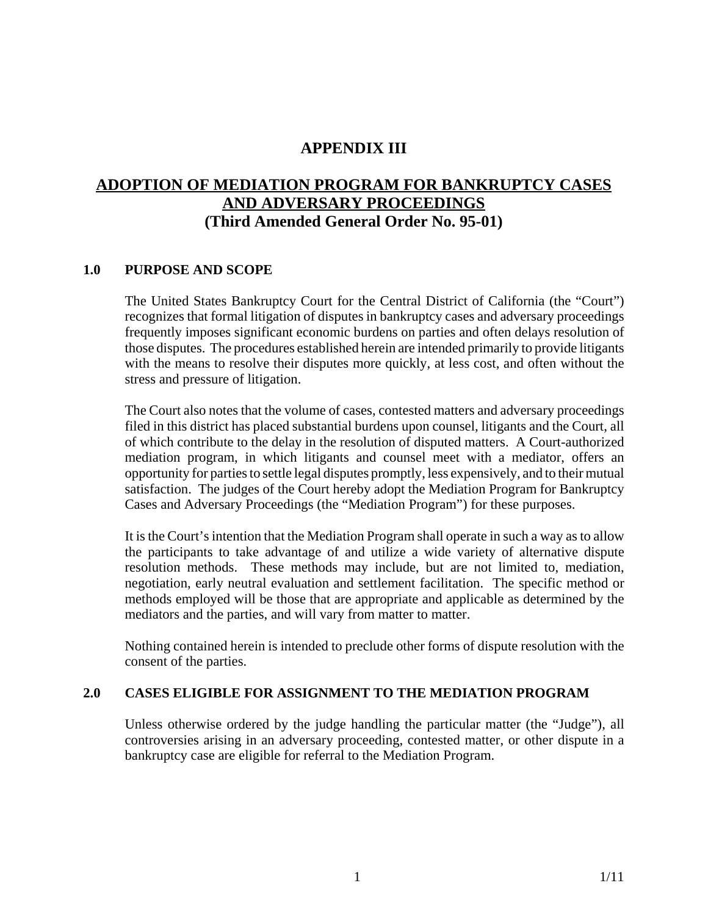# APPENDIX III

## ADOPTION OF MEDIATION PROGRAM FOR BANKRUPTCY CASES AND ADVERSARY PROCEEDINGS

### (Third Amended General Order No. 95-01)

### 1.0 PURPOSE AND SCOPE

The United States Bankruptcy Court for the Central District of California (the "Court") recognizes that formal litigation of disputes in bankruptcy cases and adversary proceedings frequently imposes significant economic burdens on parties and often delays resolution of those disputes. The procedures established herein are intended primarily to provide litigants with the means to resolve their disputes more quickly, at less cost, and often without the stress and pressure of litigation.

The Court also notes that the volume of cases, contested matters and adversary proceedings filed in this district has placed substantial burdens upon counsel, litigants and the Court, all of which contribute to the delay in the resolution of disputed matters. A Court-authorized mediation program, in which litigants and counsel meet with a mediator, offers an opportunity for parties to settle legal disputes promptly, less expensively, and to their mutual satisfaction. The judges of the Court hereby adopt the Mediation Program for Bankruptcy Cases and Adversary Proceedings (the "Mediation Program") for these purposes.

It is the Court's intention that the Mediation Program shall operate in such a way as to allow the participants to take advantage of and utilize a wide variety of alternative dispute resolution methods. These methods may include, but are not limited to, mediation, negotiation, early neutral evaluation and settlement facilitation. The specific method or methods employed will be those that are appropriate and applicable as determined by the mediators and the parties, and will vary from matter to matter.

Nothing contained herein is intended to preclude other forms of dispute resolution with the consent of the parties.

### 2.0 CASES ELIGIBLE FOR ASSIGNMENT TO THE MEDIATION PROGRAM

Unless otherwise ordered by the judge handling the particular matter (the "Judge"), all controversies arising in an adversary proceeding, contested matter, or other dispute in a bankruptcy case are eligible for referral to the Mediation Program.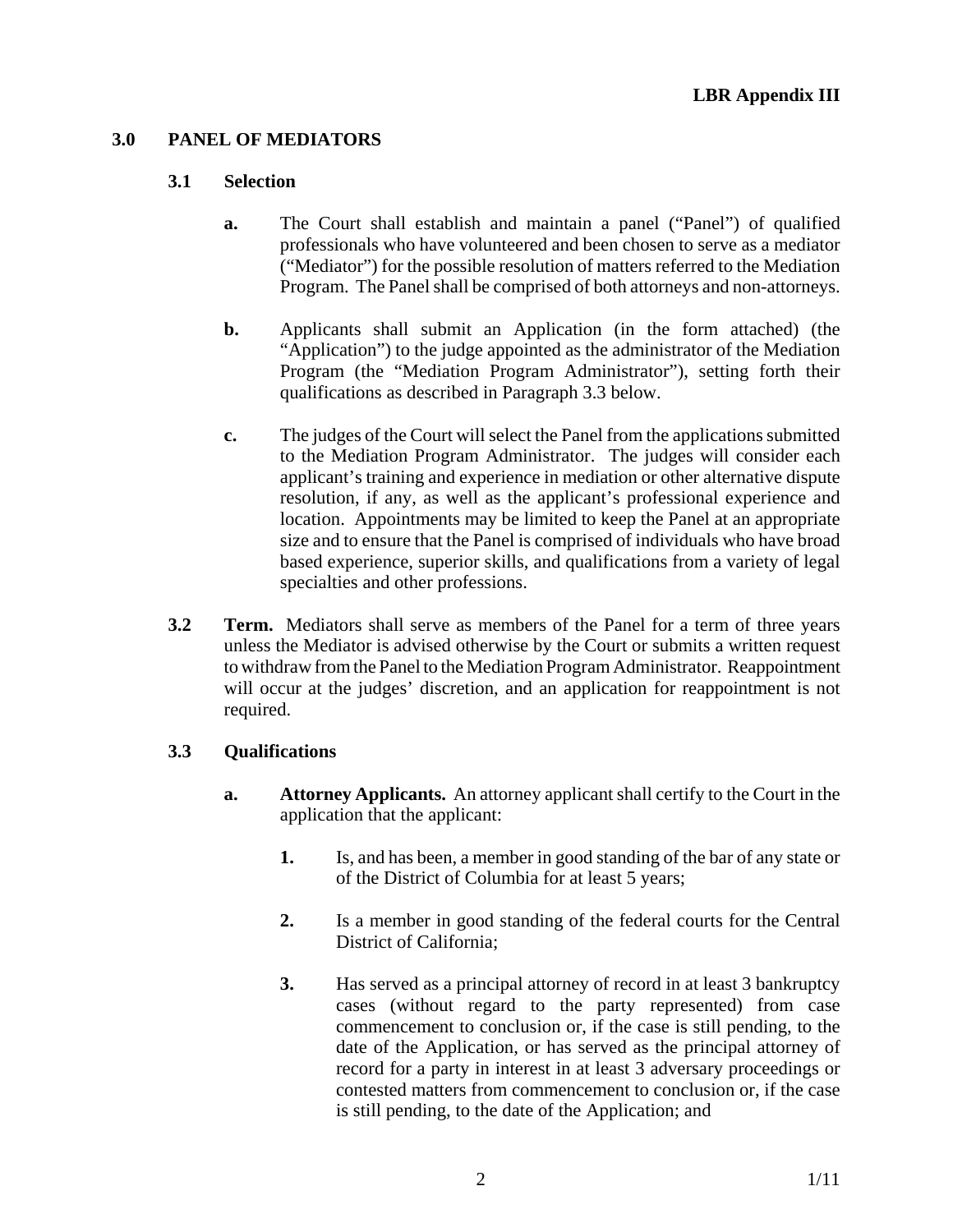## 3.0 PANEL OF MEDIATORS

### 3.1 Selection

**a.** The Court shall establish and maintain a panel ("Panel") of qualified professionals who have volunteered and been chosen to serve as a mediator ("Mediator") for the possible resolution of matters referred to the Mediation Program. The Panel shall be comprised of both attorneys and non-attorneys.

**b.** Applicants shall submit an Application (in the form attached) (the "Application") to the judge appointed as the administrator of the Mediation Program (the "Mediation Program Administrator"), setting forth their qualifications as described in Paragraph 3.3 below.

**c.** The judges of the Court will select the Panel from the applications submitted to the Mediation Program Administrator. The judges will consider each applicant's training and experience in mediation or other alternative dispute resolution, if any, as well as the applicant's professional experience and location. Appointments may be limited to keep the Panel at an appropriate size and to ensure that the Panel is comprised of individuals who have broad based experience, superior skills, and qualifications from a variety of legal specialties and other professions.

**3.2 Term.** Mediators shall serve as members of the Panel for a term of three years unless the Mediator is advised otherwise by the Court or submits a written request to withdraw from the Panel to the Mediation Program Administrator. Reappointment will occur at the judges' discretion, and an application for reappointment is not required.

### 3.3 Qualifications

**a.** **Attorney Applicants.** An attorney applicant shall certify to the Court in the application that the applicant:

1. Is, and has been, a member in good standing of the bar of any state or of the District of Columbia for at least 5 years;

2. Is a member in good standing of the federal courts for the Central District of California;

3. Has served as a principal attorney of record in at least 3 bankruptcy cases (without regard to the party represented) from case commencement to conclusion or, if the case is still pending, to the date of the Application, or has served as the principal attorney of record for a party in interest in at least 3 adversary proceedings or contested matters from commencement to conclusion or, if the case is still pending, to the date of the Application; and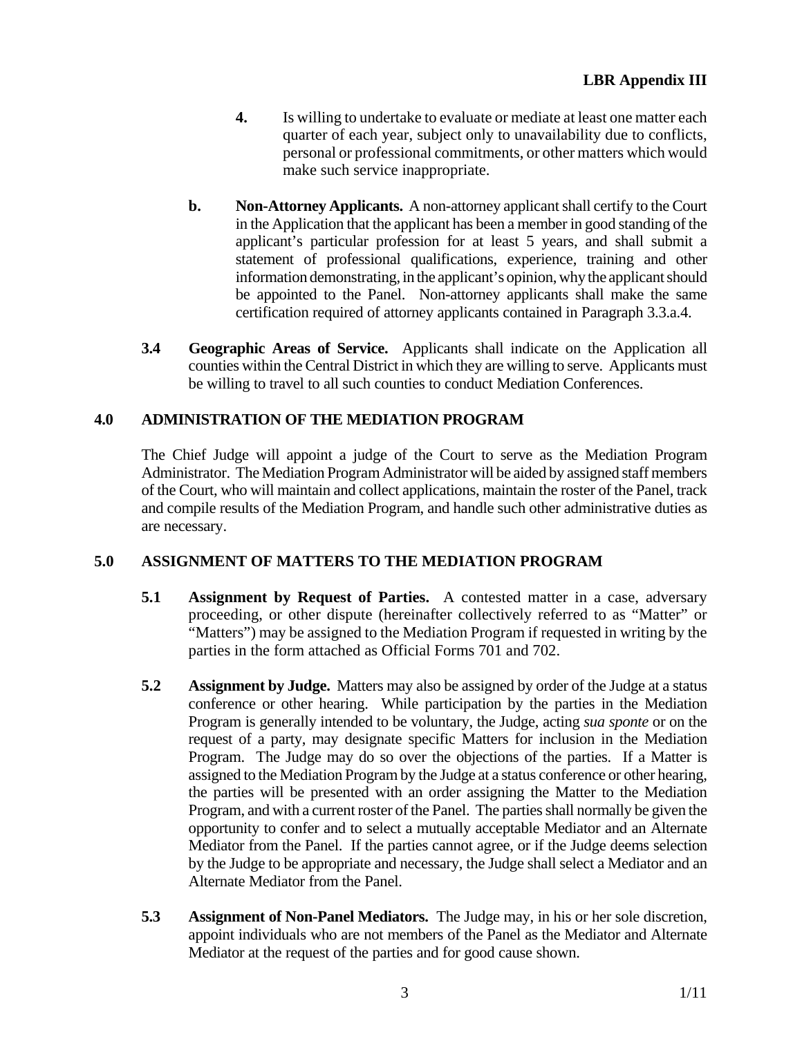**4.** Is willing to undertake to evaluate or mediate at least one matter each quarter of each year, subject only to unavailability due to conflicts, personal or professional commitments, or other matters which would make such service inappropriate.

**b. Non-Attorney Applicants.** A non-attorney applicant shall certify to the Court in the Application that the applicant has been a member in good standing of the applicant's particular profession for at least 5 years, and shall submit a statement of professional qualifications, experience, training and other information demonstrating, in the applicant's opinion, why the applicant should be appointed to the Panel. Non-attorney applicants shall make the same certification required of attorney applicants contained in Paragraph 3.3.a.4.

**3.4 Geographic Areas of Service.** Applicants shall indicate on the Application all counties within the Central District in which they are willing to serve. Applicants must be willing to travel to all such counties to conduct Mediation Conferences.

## 4.0 ADMINISTRATION OF THE MEDIATION PROGRAM

The Chief Judge will appoint a judge of the Court to serve as the Mediation Program Administrator. The Mediation Program Administrator will be aided by assigned staff members of the Court, who will maintain and collect applications, maintain the roster of the Panel, track and compile results of the Mediation Program, and handle such other administrative duties as are necessary.

## 5.0 ASSIGNMENT OF MATTERS TO THE MEDIATION PROGRAM

**5.1 Assignment by Request of Parties.** A contested matter in a case, adversary proceeding, or other dispute (hereinafter collectively referred to as "Matter" or "Matters") may be assigned to the Mediation Program if requested in writing by the parties in the form attached as Official Forms 701 and 702.

**5.2 Assignment by Judge.** Matters may also be assigned by order of the Judge at a status conference or other hearing. While participation by the parties in the Mediation Program is generally intended to be voluntary, the Judge, acting *sua sponte* or on the request of a party, may designate specific Matters for inclusion in the Mediation Program. The Judge may do so over the objections of the parties. If a Matter is assigned to the Mediation Program by the Judge at a status conference or other hearing, the parties will be presented with an order assigning the Matter to the Mediation Program, and with a current roster of the Panel. The parties shall normally be given the opportunity to confer and to select a mutually acceptable Mediator and an Alternate Mediator from the Panel. If the parties cannot agree, or if the Judge deems selection by the Judge to be appropriate and necessary, the Judge shall select a Mediator and an Alternate Mediator from the Panel.

**5.3 Assignment of Non-Panel Mediators.** The Judge may, in his or her sole discretion, appoint individuals who are not members of the Panel as the Mediator and Alternate Mediator at the request of the parties and for good cause shown.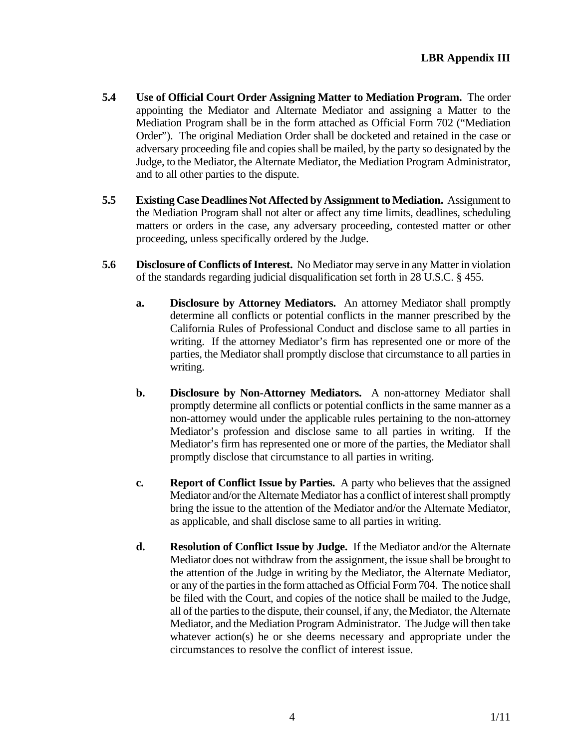**5.4 Use of Official Court Order Assigning Matter to Mediation Program.** The order appointing the Mediator and Alternate Mediator and assigning a Matter to the Mediation Program shall be in the form attached as Official Form 702 ("Mediation Order"). The original Mediation Order shall be docketed and retained in the case or adversary proceeding file and copies shall be mailed, by the party so designated by the Judge, to the Mediator, the Alternate Mediator, the Mediation Program Administrator, and to all other parties to the dispute.

**5.5 Existing Case Deadlines Not Affected by Assignment to Mediation.** Assignment to the Mediation Program shall not alter or affect any time limits, deadlines, scheduling matters or orders in the case, any adversary proceeding, contested matter or other proceeding, unless specifically ordered by the Judge.

**5.6 Disclosure of Conflicts of Interest.** No Mediator may serve in any Matter in violation of the standards regarding judicial disqualification set forth in 28 U.S.C. § 455.

- **a. Disclosure by Attorney Mediators.** An attorney Mediator shall promptly determine all conflicts or potential conflicts in the manner prescribed by the California Rules of Professional Conduct and disclose same to all parties in writing. If the attorney Mediator's firm has represented one or more of the parties, the Mediator shall promptly disclose that circumstance to all parties in writing.

- **b. Disclosure by Non-Attorney Mediators.** A non-attorney Mediator shall promptly determine all conflicts or potential conflicts in the same manner as a non-attorney would under the applicable rules pertaining to the non-attorney Mediator's profession and disclose same to all parties in writing. If the Mediator's firm has represented one or more of the parties, the Mediator shall promptly disclose that circumstance to all parties in writing.

- **c. Report of Conflict Issue by Parties.** A party who believes that the assigned Mediator and/or the Alternate Mediator has a conflict of interest shall promptly bring the issue to the attention of the Mediator and/or the Alternate Mediator, as applicable, and shall disclose same to all parties in writing.

- **d. Resolution of Conflict Issue by Judge.** If the Mediator and/or the Alternate Mediator does not withdraw from the assignment, the issue shall be brought to the attention of the Judge in writing by the Mediator, the Alternate Mediator, or any of the parties in the form attached as Official Form 704. The notice shall be filed with the Court, and copies of the notice shall be mailed to the Judge, all of the parties to the dispute, their counsel, if any, the Mediator, the Alternate Mediator, and the Mediation Program Administrator. The Judge will then take whatever action(s) he or she deems necessary and appropriate under the circumstances to resolve the conflict of interest issue.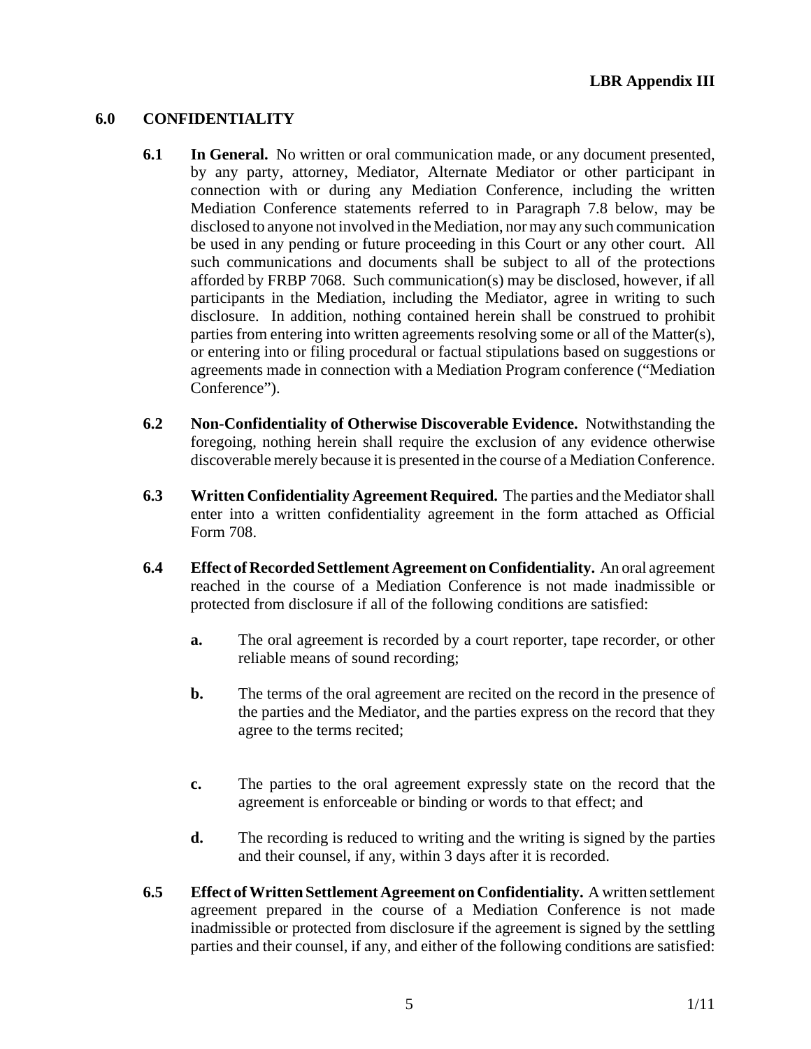## 6.0 CONFIDENTIALITY

**6.1 In General.** No written or oral communication made, or any document presented, by any party, attorney, Mediator, Alternate Mediator or other participant in connection with or during any Mediation Conference, including the written Mediation Conference statements referred to in Paragraph 7.8 below, may be disclosed to anyone not involved in the Mediation, nor may any such communication be used in any pending or future proceeding in this Court or any other court. All such communications and documents shall be subject to all of the protections afforded by FRBP 7068. Such communication(s) may be disclosed, however, if all participants in the Mediation, including the Mediator, agree in writing to such disclosure. In addition, nothing contained herein shall be construed to prohibit parties from entering into written agreements resolving some or all of the Matter(s), or entering into or filing procedural or factual stipulations based on suggestions or agreements made in connection with a Mediation Program conference ("Mediation Conference").

**6.2 Non-Confidentiality of Otherwise Discoverable Evidence.** Notwithstanding the foregoing, nothing herein shall require the exclusion of any evidence otherwise discoverable merely because it is presented in the course of a Mediation Conference.

**6.3 Written Confidentiality Agreement Required.** The parties and the Mediator shall enter into a written confidentiality agreement in the form attached as Official Form 708.

**6.4 Effect of Recorded Settlement Agreement on Confidentiality.** An oral agreement reached in the course of a Mediation Conference is not made inadmissible or protected from disclosure if all of the following conditions are satisfied:

- **a.** The oral agreement is recorded by a court reporter, tape recorder, or other reliable means of sound recording;
- **b.** The terms of the oral agreement are recited on the record in the presence of the parties and the Mediator, and the parties express on the record that they agree to the terms recited;
- **c.** The parties to the oral agreement expressly state on the record that the agreement is enforceable or binding or words to that effect; and
- **d.** The recording is reduced to writing and the writing is signed by the parties and their counsel, if any, within 3 days after it is recorded.

**6.5 Effect of Written Settlement Agreement on Confidentiality.** A written settlement agreement prepared in the course of a Mediation Conference is not made inadmissible or protected from disclosure if the agreement is signed by the settling parties and their counsel, if any, and either of the following conditions are satisfied: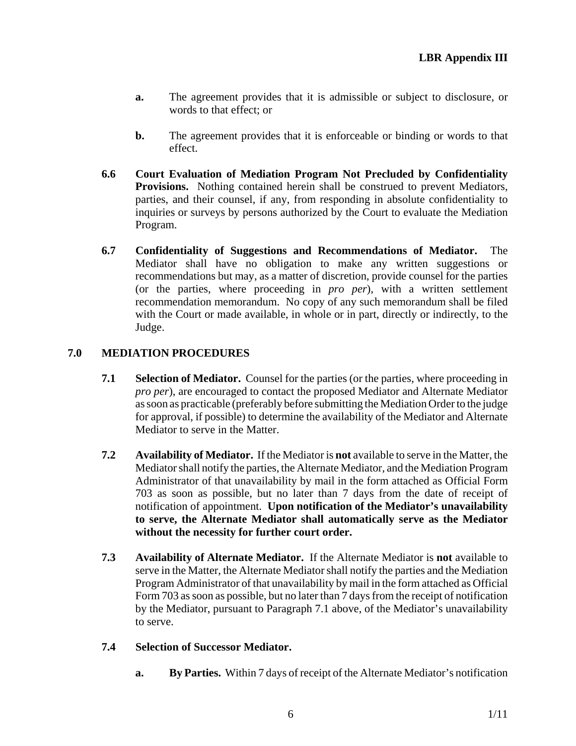**a.** The agreement provides that it is admissible or subject to disclosure, or words to that effect; or

**b.** The agreement provides that it is enforceable or binding or words to that effect.

**6.6 Court Evaluation of Mediation Program Not Precluded by Confidentiality Provisions.** Nothing contained herein shall be construed to prevent Mediators, parties, and their counsel, if any, from responding in absolute confidentiality to inquiries or surveys by persons authorized by the Court to evaluate the Mediation Program.

**6.7 Confidentiality of Suggestions and Recommendations of Mediator.** The Mediator shall have no obligation to make any written suggestions or recommendations but may, as a matter of discretion, provide counsel for the parties (or the parties, where proceeding in *pro per*), with a written settlement recommendation memorandum. No copy of any such memorandum shall be filed with the Court or made available, in whole or in part, directly or indirectly, to the Judge.

## 7.0 MEDIATION PROCEDURES

**7.1 Selection of Mediator.** Counsel for the parties (or the parties, where proceeding in *pro per*), are encouraged to contact the proposed Mediator and Alternate Mediator as soon as practicable (preferably before submitting the Mediation Order to the judge for approval, if possible) to determine the availability of the Mediator and Alternate Mediator to serve in the Matter.

**7.2 Availability of Mediator.** If the Mediator is **not** available to serve in the Matter, the Mediator shall notify the parties, the Alternate Mediator, and the Mediation Program Administrator of that unavailability by mail in the form attached as Official Form 703 as soon as possible, but no later than 7 days from the date of receipt of notification of appointment. **Upon notification of the Mediator's unavailability to serve, the Alternate Mediator shall automatically serve as the Mediator without the necessity for further court order.**

**7.3 Availability of Alternate Mediator.** If the Alternate Mediator is **not** available to serve in the Matter, the Alternate Mediator shall notify the parties and the Mediation Program Administrator of that unavailability by mail in the form attached as Official Form 703 as soon as possible, but no later than 7 days from the receipt of notification by the Mediator, pursuant to Paragraph 7.1 above, of the Mediator's unavailability to serve.

**7.4 Selection of Successor Mediator.**

**a. By Parties.** Within 7 days of receipt of the Alternate Mediator's notification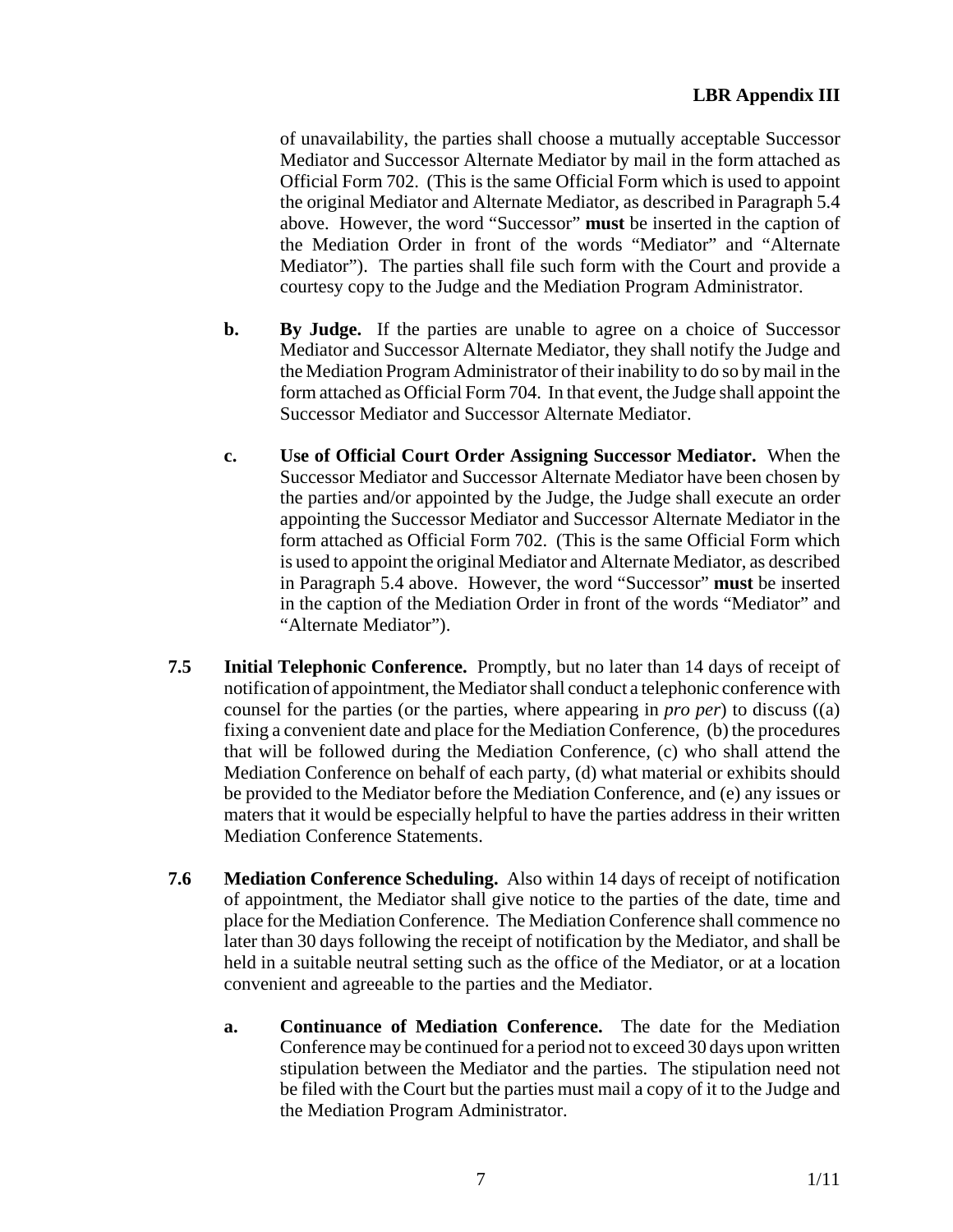of unavailability, the parties shall choose a mutually acceptable Successor Mediator and Successor Alternate Mediator by mail in the form attached as Official Form 702. (This is the same Official Form which is used to appoint the original Mediator and Alternate Mediator, as described in Paragraph 5.4 above. However, the word "Successor" **must** be inserted in the caption of the Mediation Order in front of the words "Mediator" and "Alternate Mediator"). The parties shall file such form with the Court and provide a courtesy copy to the Judge and the Mediation Program Administrator.

**b.** **By Judge.** If the parties are unable to agree on a choice of Successor Mediator and Successor Alternate Mediator, they shall notify the Judge and the Mediation Program Administrator of their inability to do so by mail in the form attached as Official Form 704. In that event, the Judge shall appoint the Successor Mediator and Successor Alternate Mediator.

**c.** **Use of Official Court Order Assigning Successor Mediator.** When the Successor Mediator and Successor Alternate Mediator have been chosen by the parties and/or appointed by the Judge, the Judge shall execute an order appointing the Successor Mediator and Successor Alternate Mediator in the form attached as Official Form 702. (This is the same Official Form which is used to appoint the original Mediator and Alternate Mediator, as described in Paragraph 5.4 above. However, the word "Successor" **must** be inserted in the caption of the Mediation Order in front of the words "Mediator" and "Alternate Mediator").

**7.5** **Initial Telephonic Conference.** Promptly, but no later than 14 days of receipt of notification of appointment, the Mediator shall conduct a telephonic conference with counsel for the parties (or the parties, where appearing in *pro per*) to discuss ((a) fixing a convenient date and place for the Mediation Conference, (b) the procedures that will be followed during the Mediation Conference, (c) who shall attend the Mediation Conference on behalf of each party, (d) what material or exhibits should be provided to the Mediator before the Mediation Conference, and (e) any issues or maters that it would be especially helpful to have the parties address in their written Mediation Conference Statements.

**7.6** **Mediation Conference Scheduling.** Also within 14 days of receipt of notification of appointment, the Mediator shall give notice to the parties of the date, time and place for the Mediation Conference. The Mediation Conference shall commence no later than 30 days following the receipt of notification by the Mediator, and shall be held in a suitable neutral setting such as the office of the Mediator, or at a location convenient and agreeable to the parties and the Mediator.

**a.** **Continuance of Mediation Conference.** The date for the Mediation Conference may be continued for a period not to exceed 30 days upon written stipulation between the Mediator and the parties. The stipulation need not be filed with the Court but the parties must mail a copy of it to the Judge and the Mediation Program Administrator.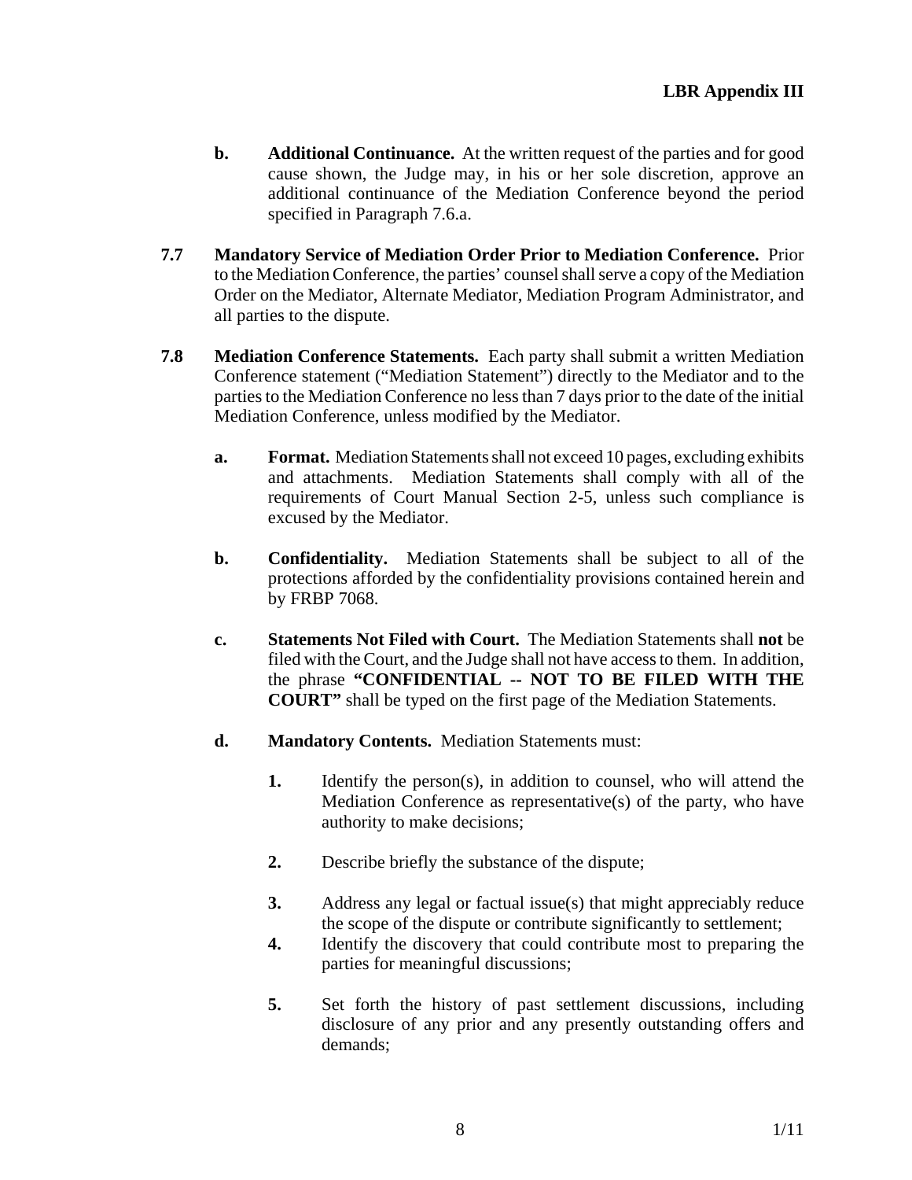**b.** **Additional Continuance.** At the written request of the parties and for good cause shown, the Judge may, in his or her sole discretion, approve an additional continuance of the Mediation Conference beyond the period specified in Paragraph 7.6.a.

**7.7** **Mandatory Service of Mediation Order Prior to Mediation Conference.** Prior to the Mediation Conference, the parties' counsel shall serve a copy of the Mediation Order on the Mediator, Alternate Mediator, Mediation Program Administrator, and all parties to the dispute.

**7.8** **Mediation Conference Statements.** Each party shall submit a written Mediation Conference statement ("Mediation Statement") directly to the Mediator and to the parties to the Mediation Conference no less than 7 days prior to the date of the initial Mediation Conference, unless modified by the Mediator.

**a.** **Format.** Mediation Statements shall not exceed 10 pages, excluding exhibits and attachments. Mediation Statements shall comply with all of the requirements of Court Manual Section 2-5, unless such compliance is excused by the Mediator.

**b.** **Confidentiality.** Mediation Statements shall be subject to all of the protections afforded by the confidentiality provisions contained herein and by FRBP 7068.

**c.** **Statements Not Filed with Court.** The Mediation Statements shall **not** be filed with the Court, and the Judge shall not have access to them. In addition, the phrase **"CONFIDENTIAL -- NOT TO BE FILED WITH THE COURT"** shall be typed on the first page of the Mediation Statements.

**d.** **Mandatory Contents.** Mediation Statements must:

**1.** Identify the person(s), in addition to counsel, who will attend the Mediation Conference as representative(s) of the party, who have authority to make decisions;

**2.** Describe briefly the substance of the dispute;

**3.** Address any legal or factual issue(s) that might appreciably reduce the scope of the dispute or contribute significantly to settlement;

**4.** Identify the discovery that could contribute most to preparing the parties for meaningful discussions;

**5.** Set forth the history of past settlement discussions, including disclosure of any prior and any presently outstanding offers and demands;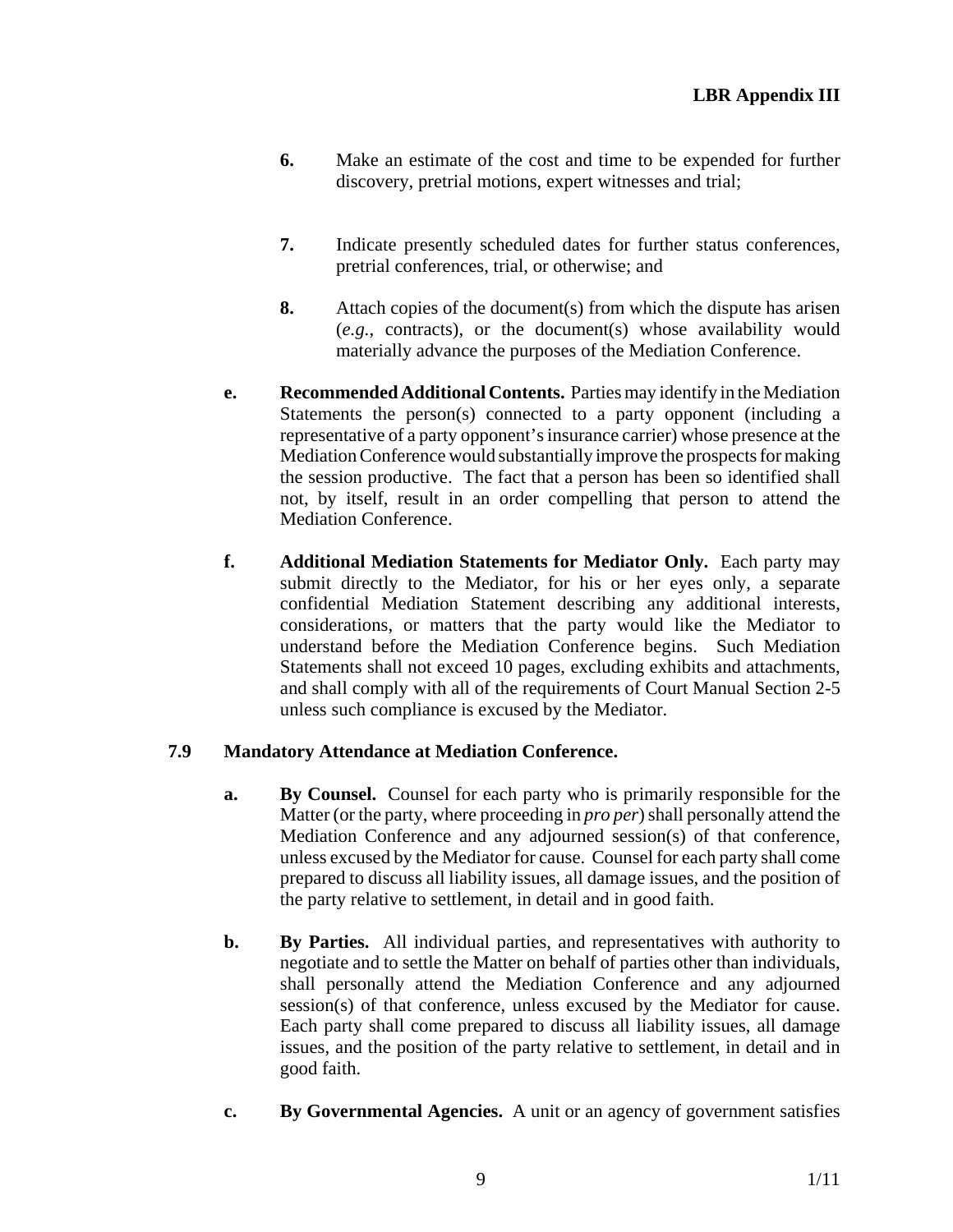6. Make an estimate of the cost and time to be expended for further discovery, pretrial motions, expert witnesses and trial;

7. Indicate presently scheduled dates for further status conferences, pretrial conferences, trial, or otherwise; and

8. Attach copies of the document(s) from which the dispute has arisen (*e.g.*, contracts), or the document(s) whose availability would materially advance the purposes of the Mediation Conference.

**e. Recommended Additional Contents.** Parties may identify in the Mediation Statements the person(s) connected to a party opponent (including a representative of a party opponent's insurance carrier) whose presence at the Mediation Conference would substantially improve the prospects for making the session productive. The fact that a person has been so identified shall not, by itself, result in an order compelling that person to attend the Mediation Conference.

**f. Additional Mediation Statements for Mediator Only.** Each party may submit directly to the Mediator, for his or her eyes only, a separate confidential Mediation Statement describing any additional interests, considerations, or matters that the party would like the Mediator to understand before the Mediation Conference begins. Such Mediation Statements shall not exceed 10 pages, excluding exhibits and attachments, and shall comply with all of the requirements of Court Manual Section 2-5 unless such compliance is excused by the Mediator.

### 7.9 Mandatory Attendance at Mediation Conference.

**a. By Counsel.** Counsel for each party who is primarily responsible for the Matter (or the party, where proceeding in *pro per*) shall personally attend the Mediation Conference and any adjourned session(s) of that conference, unless excused by the Mediator for cause. Counsel for each party shall come prepared to discuss all liability issues, all damage issues, and the position of the party relative to settlement, in detail and in good faith.

**b. By Parties.** All individual parties, and representatives with authority to negotiate and to settle the Matter on behalf of parties other than individuals, shall personally attend the Mediation Conference and any adjourned session(s) of that conference, unless excused by the Mediator for cause. Each party shall come prepared to discuss all liability issues, all damage issues, and the position of the party relative to settlement, in detail and in good faith.

**c. By Governmental Agencies.** A unit or an agency of government satisfies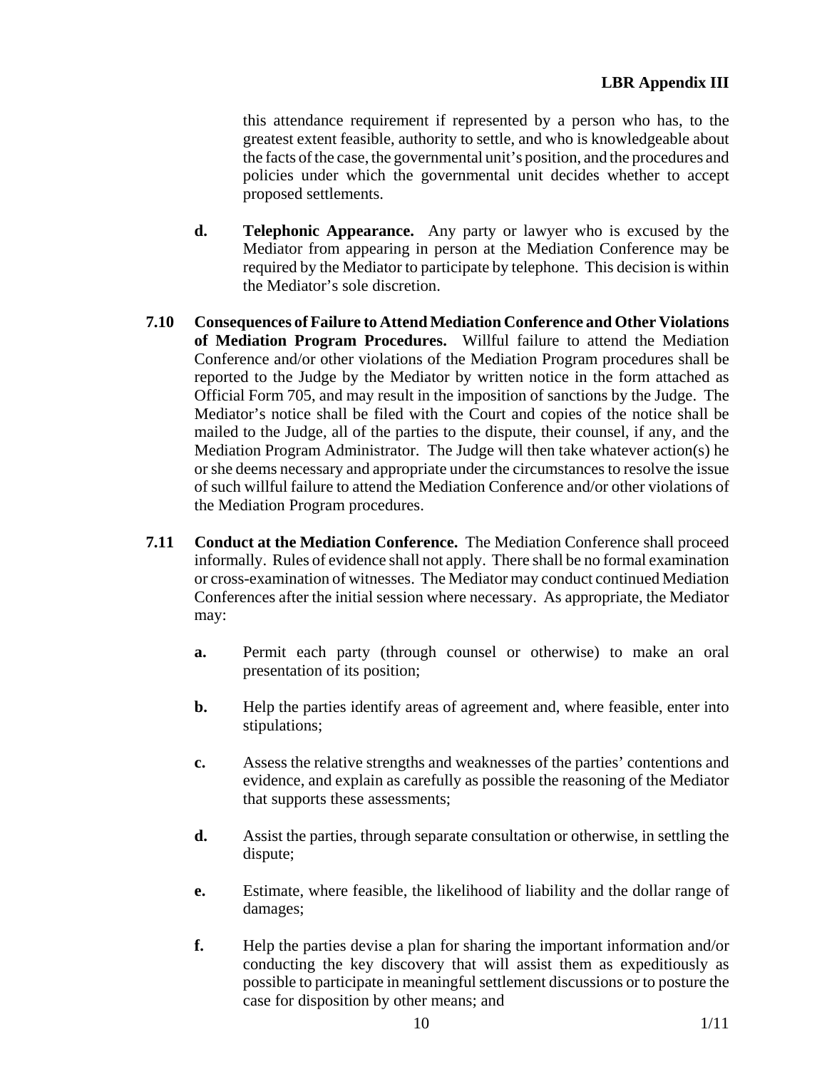this attendance requirement if represented by a person who has, to the greatest extent feasible, authority to settle, and who is knowledgeable about the facts of the case, the governmental unit's position, and the procedures and policies under which the governmental unit decides whether to accept proposed settlements.

**d.** **Telephonic Appearance.** Any party or lawyer who is excused by the Mediator from appearing in person at the Mediation Conference may be required by the Mediator to participate by telephone. This decision is within the Mediator's sole discretion.

**7.10** **Consequences of Failure to Attend Mediation Conference and Other Violations of Mediation Program Procedures.** Willful failure to attend the Mediation Conference and/or other violations of the Mediation Program procedures shall be reported to the Judge by the Mediator by written notice in the form attached as Official Form 705, and may result in the imposition of sanctions by the Judge. The Mediator's notice shall be filed with the Court and copies of the notice shall be mailed to the Judge, all of the parties to the dispute, their counsel, if any, and the Mediation Program Administrator. The Judge will then take whatever action(s) he or she deems necessary and appropriate under the circumstances to resolve the issue of such willful failure to attend the Mediation Conference and/or other violations of the Mediation Program procedures.

**7.11** **Conduct at the Mediation Conference.** The Mediation Conference shall proceed informally. Rules of evidence shall not apply. There shall be no formal examination or cross-examination of witnesses. The Mediator may conduct continued Mediation Conferences after the initial session where necessary. As appropriate, the Mediator may:

**a.** Permit each party (through counsel or otherwise) to make an oral presentation of its position;

**b.** Help the parties identify areas of agreement and, where feasible, enter into stipulations;

**c.** Assess the relative strengths and weaknesses of the parties' contentions and evidence, and explain as carefully as possible the reasoning of the Mediator that supports these assessments;

**d.** Assist the parties, through separate consultation or otherwise, in settling the dispute;

**e.** Estimate, where feasible, the likelihood of liability and the dollar range of damages;

**f.** Help the parties devise a plan for sharing the important information and/or conducting the key discovery that will assist them as expeditiously as possible to participate in meaningful settlement discussions or to posture the case for disposition by other means; and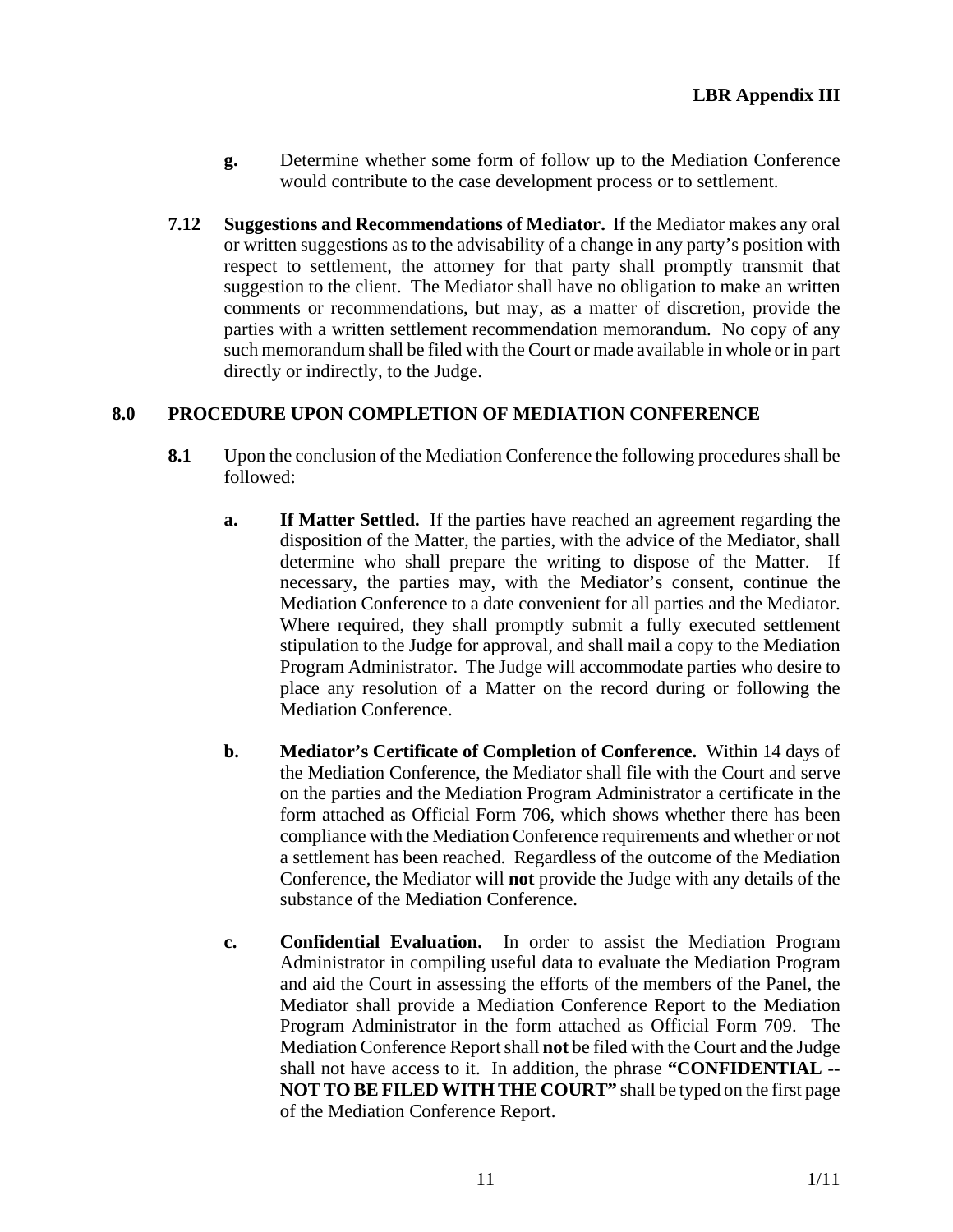**g.** Determine whether some form of follow up to the Mediation Conference would contribute to the case development process or to settlement.

**7.12 Suggestions and Recommendations of Mediator.** If the Mediator makes any oral or written suggestions as to the advisability of a change in any party's position with respect to settlement, the attorney for that party shall promptly transmit that suggestion to the client. The Mediator shall have no obligation to make an written comments or recommendations, but may, as a matter of discretion, provide the parties with a written settlement recommendation memorandum. No copy of any such memorandum shall be filed with the Court or made available in whole or in part directly or indirectly, to the Judge.

## 8.0 PROCEDURE UPON COMPLETION OF MEDIATION CONFERENCE

**8.1** Upon the conclusion of the Mediation Conference the following procedures shall be followed:

**a. If Matter Settled.** If the parties have reached an agreement regarding the disposition of the Matter, the parties, with the advice of the Mediator, shall determine who shall prepare the writing to dispose of the Matter. If necessary, the parties may, with the Mediator's consent, continue the Mediation Conference to a date convenient for all parties and the Mediator. Where required, they shall promptly submit a fully executed settlement stipulation to the Judge for approval, and shall mail a copy to the Mediation Program Administrator. The Judge will accommodate parties who desire to place any resolution of a Matter on the record during or following the Mediation Conference.

**b. Mediator's Certificate of Completion of Conference.** Within 14 days of the Mediation Conference, the Mediator shall file with the Court and serve on the parties and the Mediation Program Administrator a certificate in the form attached as Official Form 706, which shows whether there has been compliance with the Mediation Conference requirements and whether or not a settlement has been reached. Regardless of the outcome of the Mediation Conference, the Mediator will **not** provide the Judge with any details of the substance of the Mediation Conference.

**c. Confidential Evaluation.** In order to assist the Mediation Program Administrator in compiling useful data to evaluate the Mediation Program and aid the Court in assessing the efforts of the members of the Panel, the Mediator shall provide a Mediation Conference Report to the Mediation Program Administrator in the form attached as Official Form 709. The Mediation Conference Report shall **not** be filed with the Court and the Judge shall not have access to it. In addition, the phrase **"CONFIDENTIAL -- NOT TO BE FILED WITH THE COURT"** shall be typed on the first page of the Mediation Conference Report.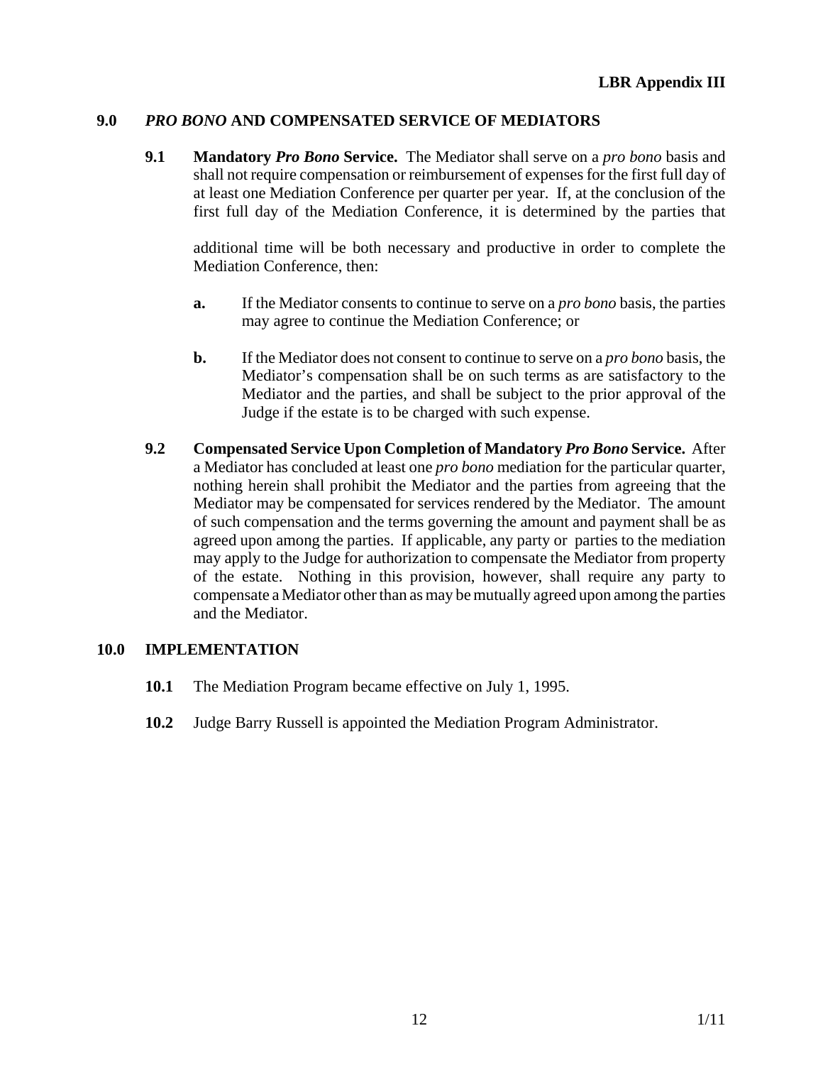## 9.0 *PRO BONO* AND COMPENSATED SERVICE OF MEDIATORS

**9.1 Mandatory *Pro Bono* Service.** The Mediator shall serve on a *pro bono* basis and shall not require compensation or reimbursement of expenses for the first full day of at least one Mediation Conference per quarter per year. If, at the conclusion of the first full day of the Mediation Conference, it is determined by the parties that additional time will be both necessary and productive in order to complete the Mediation Conference, then:

- **a.** If the Mediator consents to continue to serve on a *pro bono* basis, the parties may agree to continue the Mediation Conference; or

- **b.** If the Mediator does not consent to continue to serve on a *pro bono* basis, the Mediator's compensation shall be on such terms as are satisfactory to the Mediator and the parties, and shall be subject to the prior approval of the Judge if the estate is to be charged with such expense.

**9.2 Compensated Service Upon Completion of Mandatory *Pro Bono* Service.** After a Mediator has concluded at least one *pro bono* mediation for the particular quarter, nothing herein shall prohibit the Mediator and the parties from agreeing that the Mediator may be compensated for services rendered by the Mediator. The amount of such compensation and the terms governing the amount and payment shall be as agreed upon among the parties. If applicable, any party or parties to the mediation may apply to the Judge for authorization to compensate the Mediator from property of the estate. Nothing in this provision, however, shall require any party to compensate a Mediator other than as may be mutually agreed upon among the parties and the Mediator.

## 10.0 IMPLEMENTATION

**10.1** The Mediation Program became effective on July 1, 1995.

**10.2** Judge Barry Russell is appointed the Mediation Program Administrator.